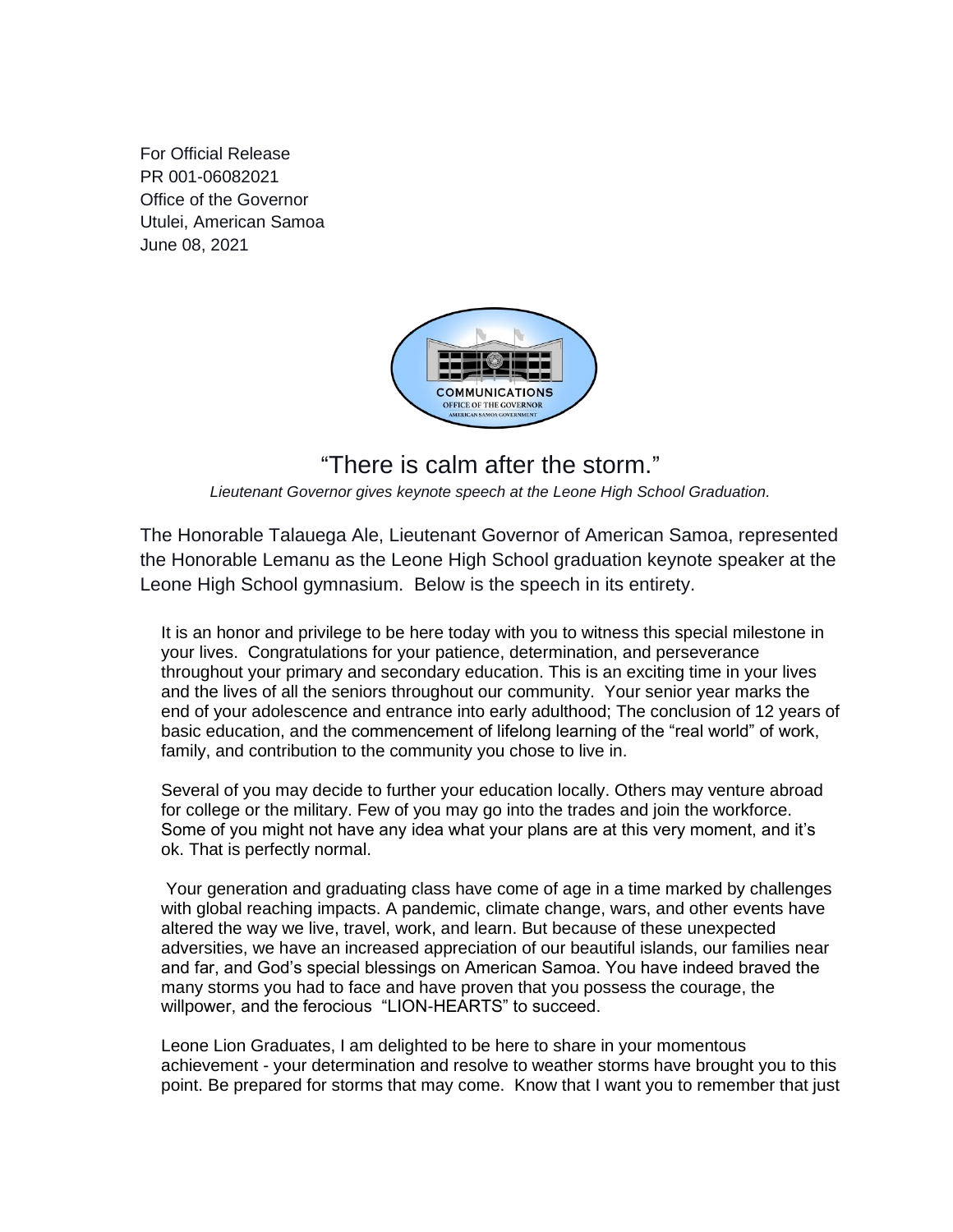For Official Release
PR 001-06082021
Office of the Governor
Utulei, American Samoa
June 08, 2021

# "There is calm after the storm."

*Lieutenant Governor gives keynote speech at the Leone High School Graduation.*

The Honorable Talauega Ale, Lieutenant Governor of American Samoa, represented the Honorable Lemanu as the Leone High School graduation keynote speaker at the Leone High School gymnasium. Below is the speech in its entirety.

It is an honor and privilege to be here today with you to witness this special milestone in your lives. Congratulations for your patience, determination, and perseverance throughout your primary and secondary education. This is an exciting time in your lives and the lives of all the seniors throughout our community. Your senior year marks the end of your adolescence and entrance into early adulthood; The conclusion of 12 years of basic education, and the commencement of lifelong learning of the "real world" of work, family, and contribution to the community you chose to live in.

Several of you may decide to further your education locally. Others may venture abroad for college or the military. Few of you may go into the trades and join the workforce. Some of you might not have any idea what your plans are at this very moment, and it's ok. That is perfectly normal.

Your generation and graduating class have come of age in a time marked by challenges with global reaching impacts. A pandemic, climate change, wars, and other events have altered the way we live, travel, work, and learn. But because of these unexpected adversities, we have an increased appreciation of our beautiful islands, our families near and far, and God's special blessings on American Samoa. You have indeed braved the many storms you had to face and have proven that you possess the courage, the willpower, and the ferocious "LION-HEARTS" to succeed.

Leone Lion Graduates, I am delighted to be here to share in your momentous achievement - your determination and resolve to weather storms have brought you to this point. Be prepared for storms that may come. Know that I want you to remember that just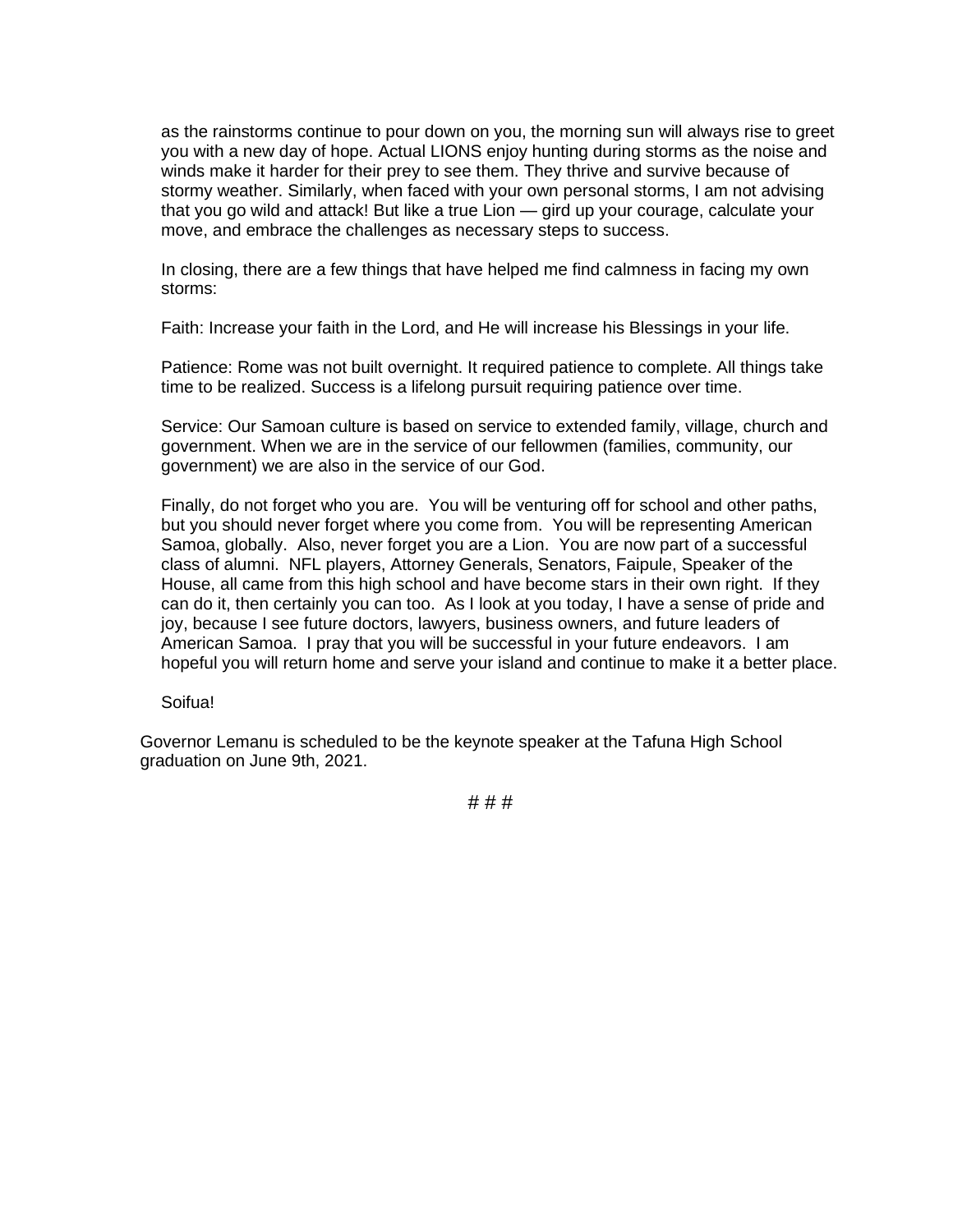as the rainstorms continue to pour down on you, the morning sun will always rise to greet you with a new day of hope. Actual LIONS enjoy hunting during storms as the noise and winds make it harder for their prey to see them. They thrive and survive because of stormy weather. Similarly, when faced with your own personal storms, I am not advising that you go wild and attack! But like a true Lion — gird up your courage, calculate your move, and embrace the challenges as necessary steps to success.

In closing, there are a few things that have helped me find calmness in facing my own storms:

Faith: Increase your faith in the Lord, and He will increase his Blessings in your life.

Patience: Rome was not built overnight. It required patience to complete. All things take time to be realized. Success is a lifelong pursuit requiring patience over time.

Service: Our Samoan culture is based on service to extended family, village, church and government. When we are in the service of our fellowmen (families, community, our government) we are also in the service of our God.

Finally, do not forget who you are. You will be venturing off for school and other paths, but you should never forget where you come from. You will be representing American Samoa, globally. Also, never forget you are a Lion. You are now part of a successful class of alumni. NFL players, Attorney Generals, Senators, Faipule, Speaker of the House, all came from this high school and have become stars in their own right. If they can do it, then certainly you can too. As I look at you today, I have a sense of pride and joy, because I see future doctors, lawyers, business owners, and future leaders of American Samoa. I pray that you will be successful in your future endeavors. I am hopeful you will return home and serve your island and continue to make it a better place.

Soifua!

Governor Lemanu is scheduled to be the keynote speaker at the Tafuna High School graduation on June 9th, 2021.

# # #